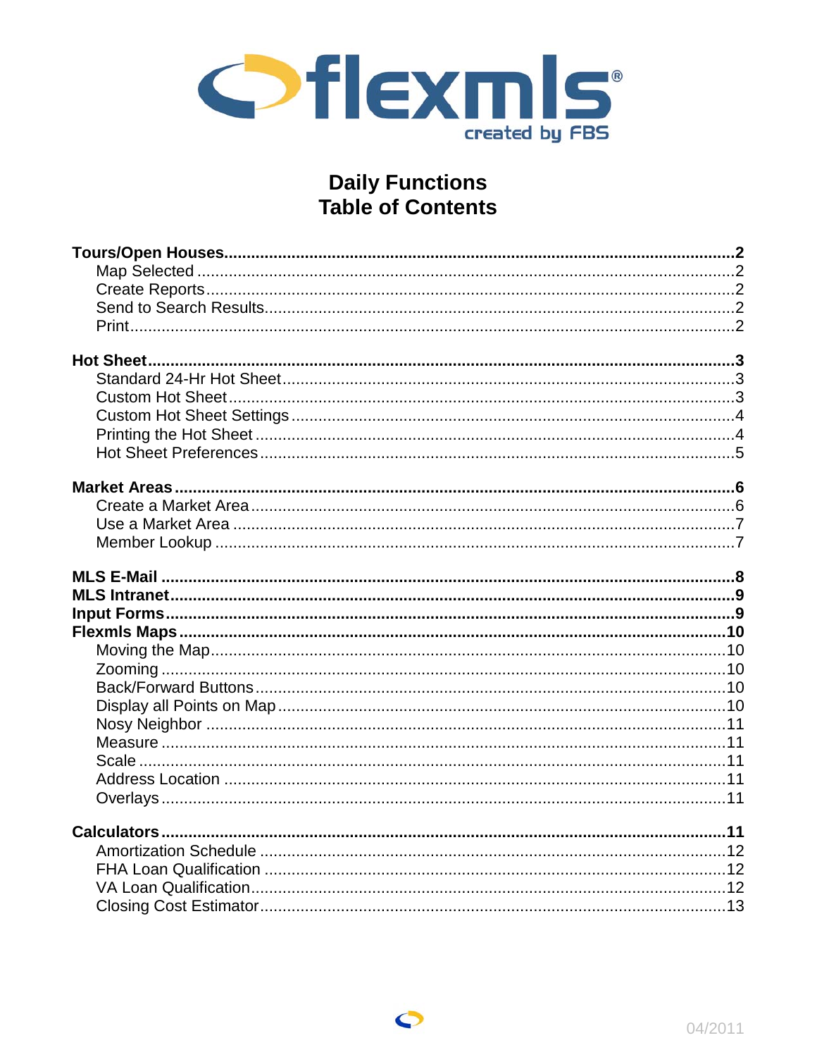flexmls

created by FBS

# Daily Functions
# Table of Contents

**Tours/Open Houses** .......... **2**
- Map Selected .......... 2
- Create Reports .......... 2
- Send to Search Results .......... 2
- Print .......... 2

**Hot Sheet** .......... **3**
- Standard 24-Hr Hot Sheet .......... 3
- Custom Hot Sheet .......... 3
- Custom Hot Sheet Settings .......... 4
- Printing the Hot Sheet .......... 4
- Hot Sheet Preferences .......... 5

**Market Areas** .......... **6**
- Create a Market Area .......... 6
- Use a Market Area .......... 7
- Member Lookup .......... 7

**MLS E-Mail** .......... **8**

**MLS Intranet** .......... **9**

**Input Forms** .......... **9**

**Flexmls Maps** .......... **10**
- Moving the Map .......... 10
- Zooming .......... 10
- Back/Forward Buttons .......... 10
- Display all Points on Map .......... 10
- Nosy Neighbor .......... 11
- Measure .......... 11
- Scale .......... 11
- Address Location .......... 11
- Overlays .......... 11

**Calculators** .......... **11**
- Amortization Schedule .......... 12
- FHA Loan Qualification .......... 12
- VA Loan Qualification .......... 12
- Closing Cost Estimator .......... 13

04/2011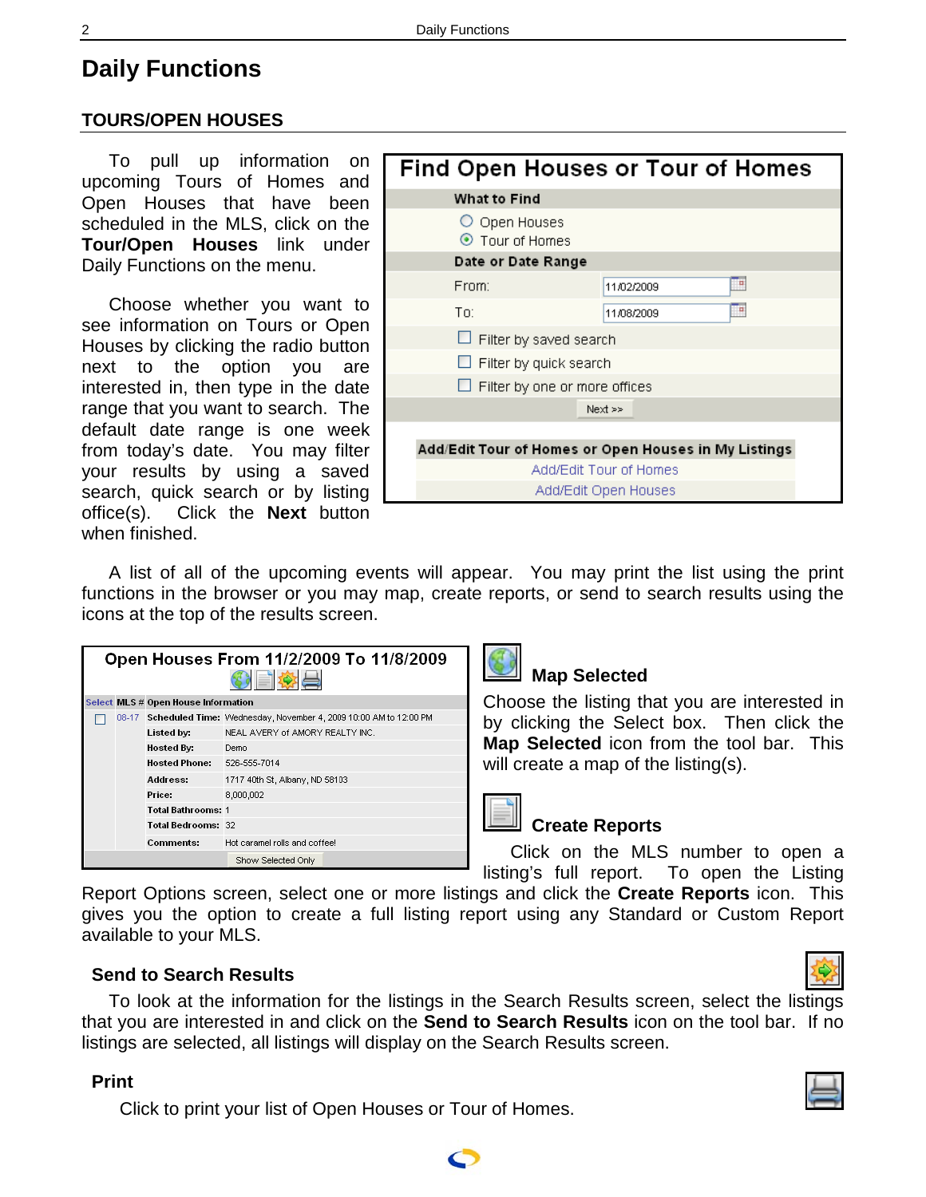# Daily Functions

## TOURS/OPEN HOUSES

To pull up information on upcoming Tours of Homes and Open Houses that have been scheduled in the MLS, click on the **Tour/Open Houses** link under Daily Functions on the menu.

Choose whether you want to see information on Tours or Open Houses by clicking the radio button next to the option you are interested in, then type in the date range that you want to search. The default date range is one week from today's date. You may filter your results by using a saved search, quick search or by listing office(s). Click the **Next** button when finished.

**Find Open Houses or Tour of Homes**

| What to Find | |
|---|---|
| ○ Open Houses | |
| ⦿ Tour of Homes | |
| **Date or Date Range** | |
| From: | 11/02/2009 |
| To: | 11/08/2009 |
| ☐ Filter by saved search | |
| ☐ Filter by quick search | |
| ☐ Filter by one or more offices | |
| Next >> | |

**Add/Edit Tour of Homes or Open Houses in My Listings**

Add/Edit Tour of Homes

Add/Edit Open Houses

A list of all of the upcoming events will appear. You may print the list using the print functions in the browser or you may map, create reports, or send to search results using the icons at the top of the results screen.

**Open Houses From 11/2/2009 To 11/8/2009**

| Select | MLS # | Open House Information | |
|---|---|---|---|
| ☐ | 08-17 | Scheduled Time: | Wednesday, November 4, 2009 10:00 AM to 12:00 PM |
| | | Listed by: | NEAL AVERY of AMORY REALTY INC. |
| | | Hosted By: | Demo |
| | | Hosted Phone: | 526-555-7014 |
| | | Address: | 1717 40th St, Albany, ND 58103 |
| | | Price: | 8,000,002 |
| | | Total Bathrooms: | 1 |
| | | Total Bedrooms: | 32 |
| | | Comments: | Hot caramel rolls and coffee! |

Show Selected Only

### Map Selected

Choose the listing that you are interested in by clicking the Select box. Then click the **Map Selected** icon from the tool bar. This will create a map of the listing(s).

### Create Reports

Click on the MLS number to open a listing's full report. To open the Listing Report Options screen, select one or more listings and click the **Create Reports** icon. This gives you the option to create a full listing report using any Standard or Custom Report available to your MLS.

### Send to Search Results

To look at the information for the listings in the Search Results screen, select the listings that you are interested in and click on the **Send to Search Results** icon on the tool bar. If no listings are selected, all listings will display on the Search Results screen.

### Print

Click to print your list of Open Houses or Tour of Homes.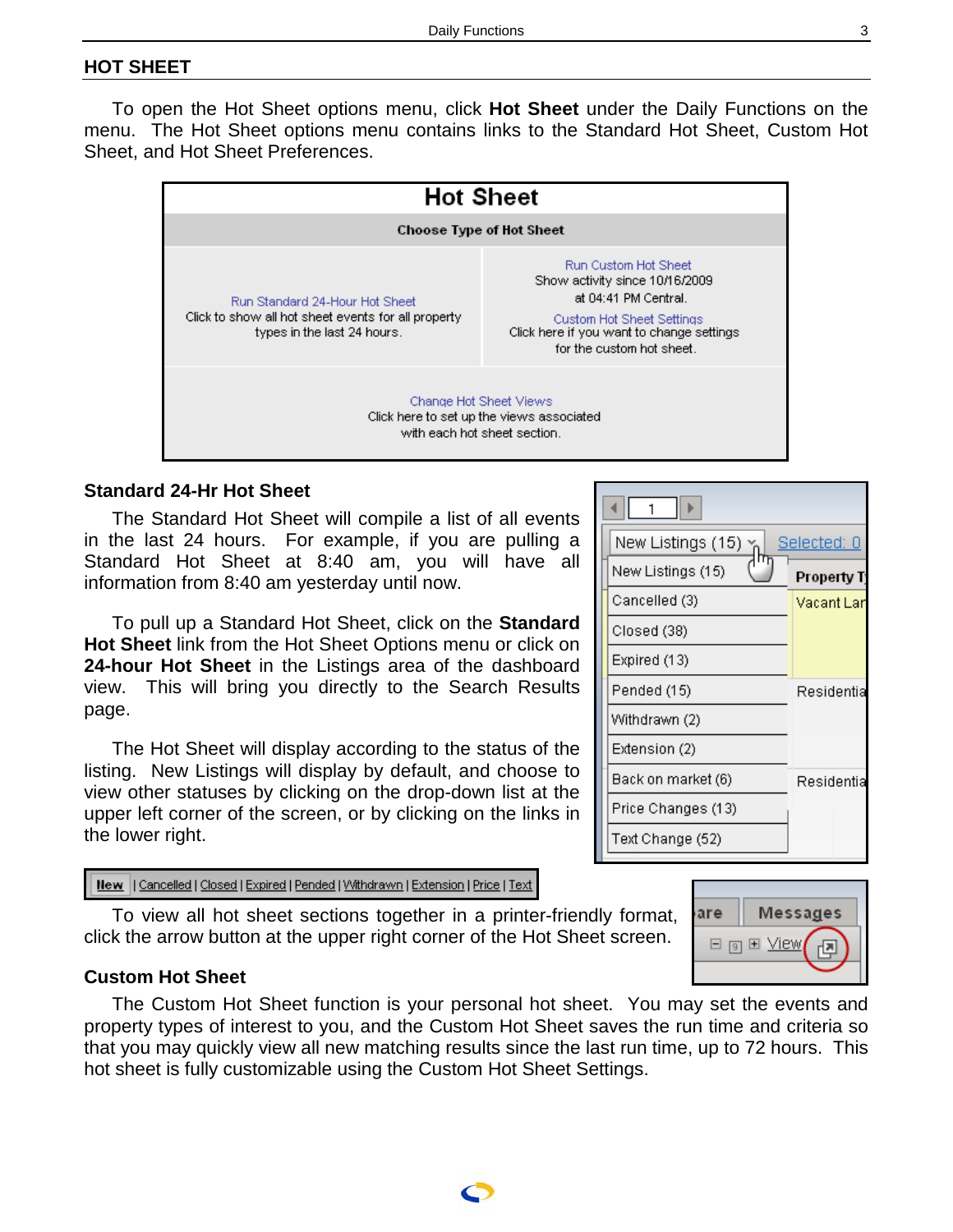## HOT SHEET

To open the Hot Sheet options menu, click **Hot Sheet** under the Daily Functions on the menu. The Hot Sheet options menu contains links to the Standard Hot Sheet, Custom Hot Sheet, and Hot Sheet Preferences.

| Hot Sheet | |
|---|---|
| **Choose Type of Hot Sheet** | |
| Run Standard 24-Hour Hot Sheet<br>Click to show all hot sheet events for all property types in the last 24 hours. | Run Custom Hot Sheet<br>Show activity since 10/16/2009 at 04:41 PM Central.<br>Custom Hot Sheet Settings<br>Click here if you want to change settings for the custom hot sheet. |
| Change Hot Sheet Views<br>Click here to set up the views associated with each hot sheet section. | |

### Standard 24-Hr Hot Sheet

The Standard Hot Sheet will compile a list of all events in the last 24 hours. For example, if you are pulling a Standard Hot Sheet at 8:40 am, you will have all information from 8:40 am yesterday until now.

To pull up a Standard Hot Sheet, click on the **Standard Hot Sheet** link from the Hot Sheet Options menu or click on **24-hour Hot Sheet** in the Listings area of the dashboard view. This will bring you directly to the Search Results page.

The Hot Sheet will display according to the status of the listing. New Listings will display by default, and choose to view other statuses by clicking on the drop-down list at the upper left corner of the screen, or by clicking on the links in the lower right.

New Listings (15) | Cancelled (3) | Closed (38) | Expired (13) | Pended (15) | Withdrawn (2) | Extension (2) | Back on market (6) | Price Changes (13) | Text Change (52)

New | Cancelled | Closed | Expired | Pended | Withdrawn | Extension | Price | Text

To view all hot sheet sections together in a printer-friendly format, click the arrow button at the upper right corner of the Hot Sheet screen.

### Custom Hot Sheet

The Custom Hot Sheet function is your personal hot sheet. You may set the events and property types of interest to you, and the Custom Hot Sheet saves the run time and criteria so that you may quickly view all new matching results since the last run time, up to 72 hours. This hot sheet is fully customizable using the Custom Hot Sheet Settings.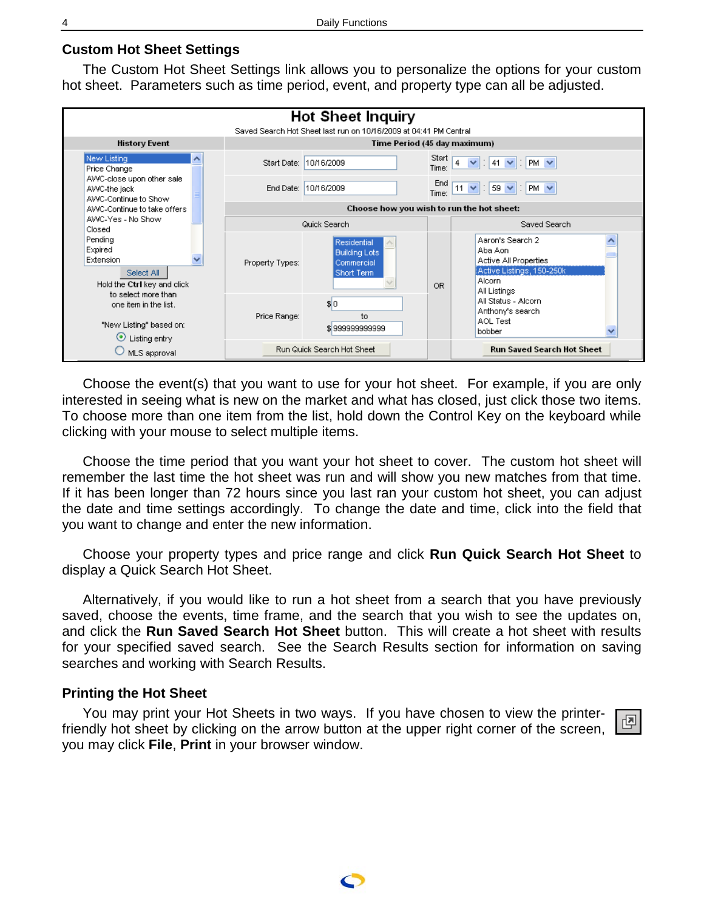### Custom Hot Sheet Settings

The Custom Hot Sheet Settings link allows you to personalize the options for your custom hot sheet. Parameters such as time period, event, and property type can all be adjusted.

Choose the event(s) that you want to use for your hot sheet. For example, if you are only interested in seeing what is new on the market and what has closed, just click those two items. To choose more than one item from the list, hold down the Control Key on the keyboard while clicking with your mouse to select multiple items.

Choose the time period that you want your hot sheet to cover. The custom hot sheet will remember the last time the hot sheet was run and will show you new matches from that time. If it has been longer than 72 hours since you last ran your custom hot sheet, you can adjust the date and time settings accordingly. To change the date and time, click into the field that you want to change and enter the new information.

Choose your property types and price range and click **Run Quick Search Hot Sheet** to display a Quick Search Hot Sheet.

Alternatively, if you would like to run a hot sheet from a search that you have previously saved, choose the events, time frame, and the search that you wish to see the updates on, and click the **Run Saved Search Hot Sheet** button. This will create a hot sheet with results for your specified saved search. See the Search Results section for information on saving searches and working with Search Results.

### Printing the Hot Sheet

You may print your Hot Sheets in two ways. If you have chosen to view the printer-friendly hot sheet by clicking on the arrow button at the upper right corner of the screen, you may click **File**, **Print** in your browser window.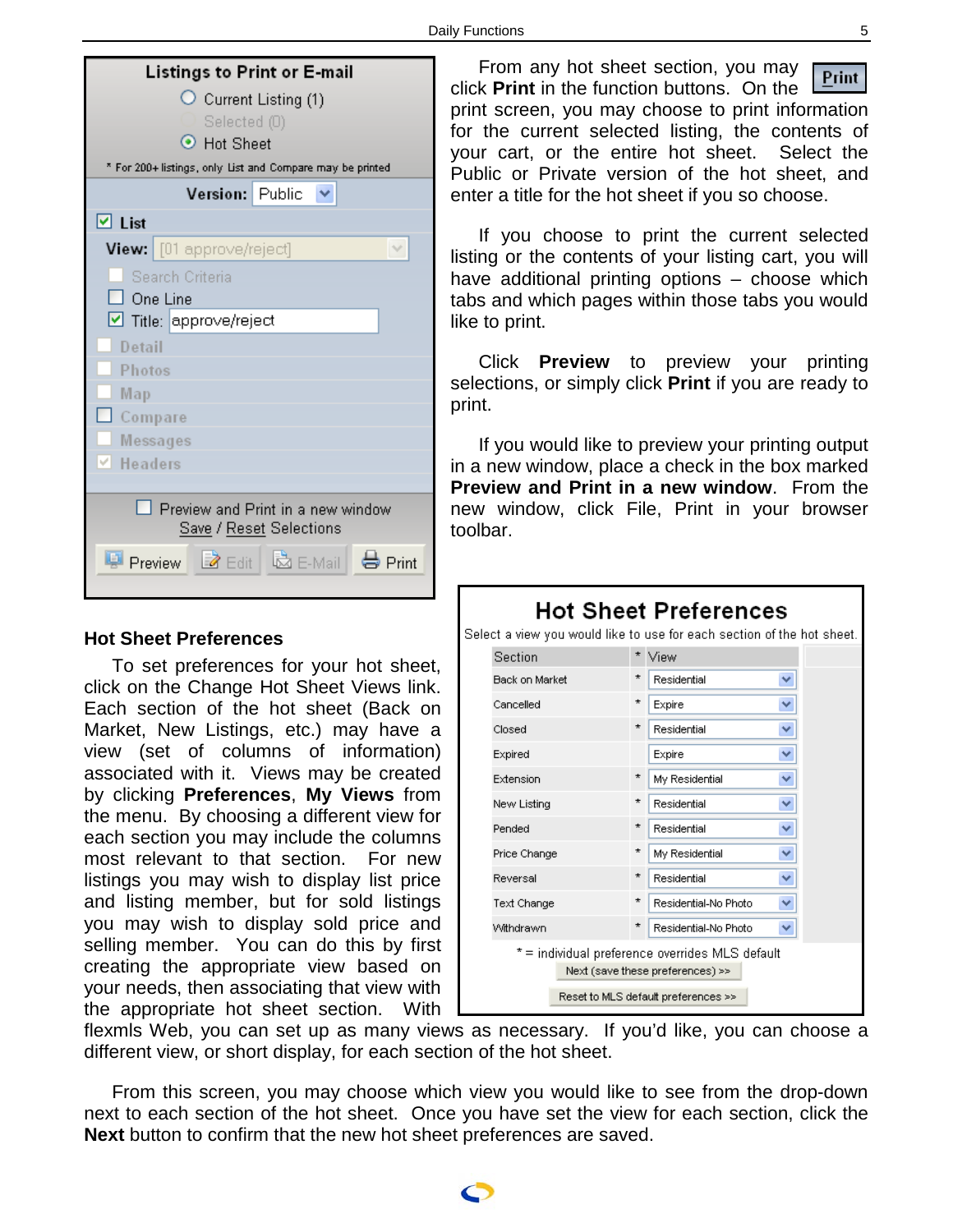### Listings to Print or E-mail

- Current Listing (1)
- Selected (0)
- Hot Sheet

\* For 200+ listings, only List and Compare may be printed

**Version:** Public

- List
  - View: [01 approve/reject]
  - Search Criteria
  - One Line
  - Title: approve/reject
- Detail
- Photos
- Map
- Compare
- Messages
- Headers

Preview and Print in a new window

Save / Reset Selections

Preview | Edit | E-Mail | Print

From any hot sheet section, you may click **Print** in the function buttons. On the print screen, you may choose to print information for the current selected listing, the contents of your cart, or the entire hot sheet. Select the Public or Private version of the hot sheet, and enter a title for the hot sheet if you so choose.

If you choose to print the current selected listing or the contents of your listing cart, you will have additional printing options – choose which tabs and which pages within those tabs you would like to print.

Click **Preview** to preview your printing selections, or simply click **Print** if you are ready to print.

If you would like to preview your printing output in a new window, place a check in the box marked **Preview and Print in a new window**. From the new window, click File, Print in your browser toolbar.

### Hot Sheet Preferences

To set preferences for your hot sheet, click on the Change Hot Sheet Views link. Each section of the hot sheet (Back on Market, New Listings, etc.) may have a view (set of columns of information) associated with it. Views may be created by clicking **Preferences**, **My Views** from the menu. By choosing a different view for each section you may include the columns most relevant to that section. For new listings you may wish to display list price and listing member, but for sold listings you may wish to display sold price and selling member. You can do this by first creating the appropriate view based on your needs, then associating that view with the appropriate hot sheet section. With flexmls Web, you can set up as many views as necessary. If you'd like, you can choose a different view, or short display, for each section of the hot sheet.

**Hot Sheet Preferences**

Select a view you would like to use for each section of the hot sheet.

| Section | * | View |
|---|---|---|
| Back on Market | * | Residential |
| Cancelled | * | Expire |
| Closed | * | Residential |
| Expired | | Expire |
| Extension | * | My Residential |
| New Listing | * | Residential |
| Pended | * | Residential |
| Price Change | * | My Residential |
| Reversal | * | Residential |
| Text Change | * | Residential-No Photo |
| Withdrawn | * | Residential-No Photo |

\* = individual preference overrides MLS default

Next (save these preferences) >>

Reset to MLS default preferences >>

From this screen, you may choose which view you would like to see from the drop-down next to each section of the hot sheet. Once you have set the view for each section, click the **Next** button to confirm that the new hot sheet preferences are saved.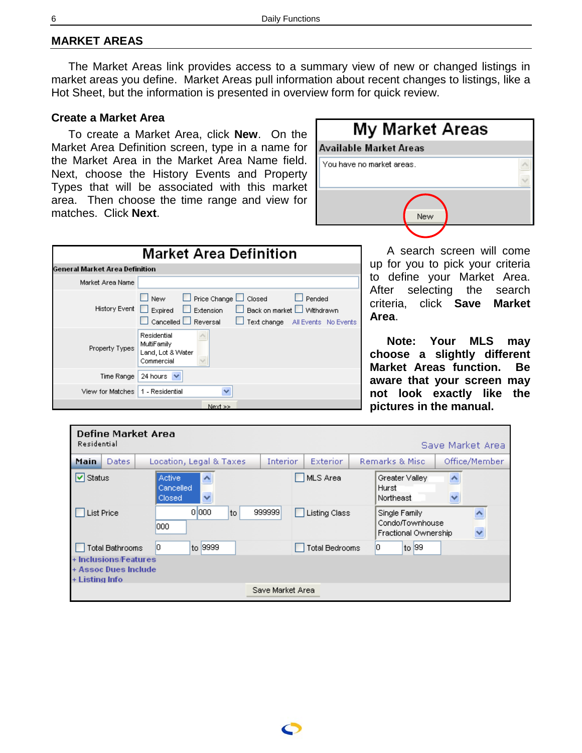## MARKET AREAS

The Market Areas link provides access to a summary view of new or changed listings in market areas you define. Market Areas pull information about recent changes to listings, like a Hot Sheet, but the information is presented in overview form for quick review.

### Create a Market Area

To create a Market Area, click **New**. On the Market Area Definition screen, type in a name for the Market Area in the Market Area Name field. Next, choose the History Events and Property Types that will be associated with this market area. Then choose the time range and view for matches. Click **Next**.

A search screen will come up for you to pick your criteria to define your Market Area. After selecting the search criteria, click **Save Market Area**.

**Note: Your MLS may choose a slightly different Market Areas function. Be aware that your screen may not look exactly like the pictures in the manual.**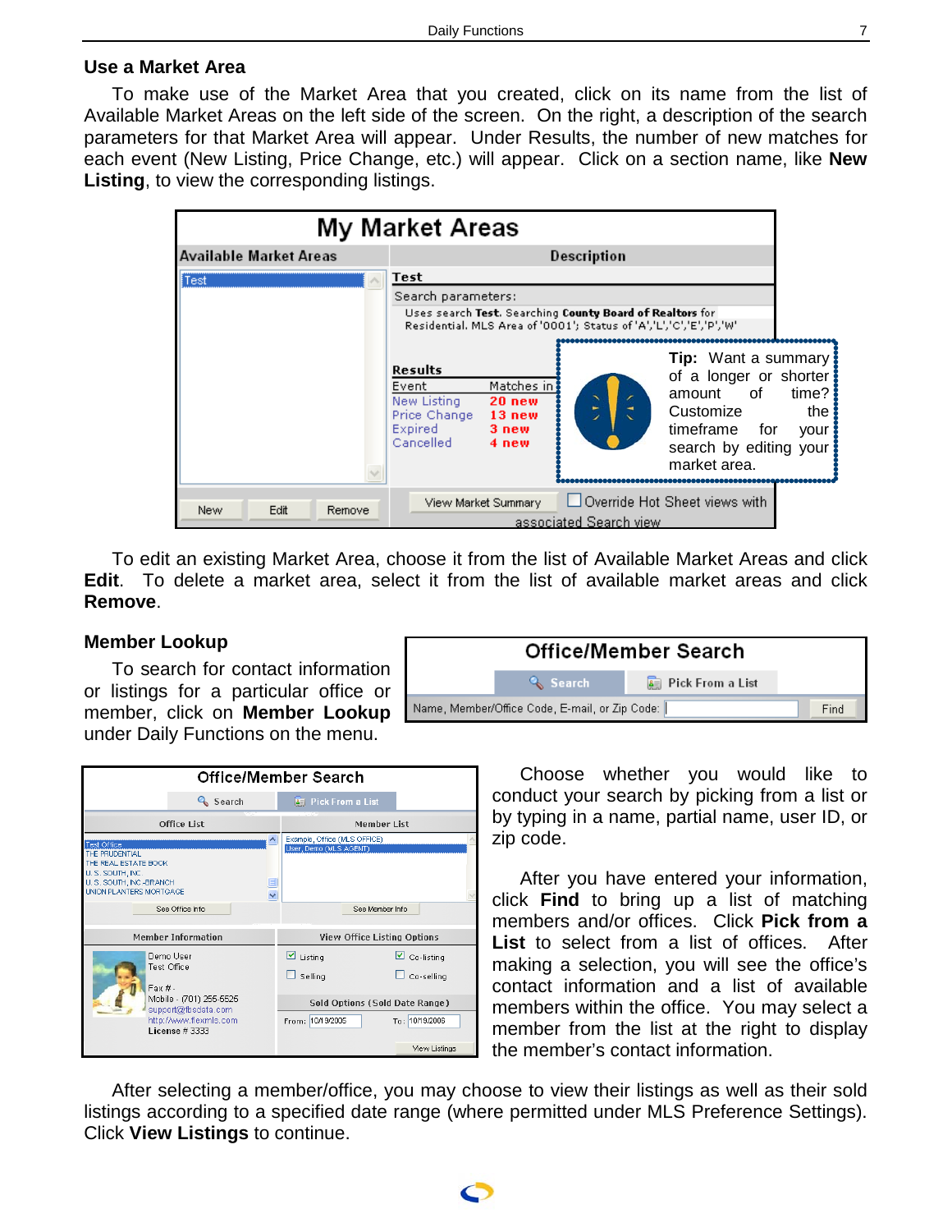## Use a Market Area

To make use of the Market Area that you created, click on its name from the list of Available Market Areas on the left side of the screen. On the right, a description of the search parameters for that Market Area will appear. Under Results, the number of new matches for each event (New Listing, Price Change, etc.) will appear. Click on a section name, like **New Listing**, to view the corresponding listings.

**Tip:** Want a summary of a longer or shorter amount of time? Customize the timeframe for your search by editing your market area.

To edit an existing Market Area, choose it from the list of Available Market Areas and click **Edit**. To delete a market area, select it from the list of available market areas and click **Remove**.

## Member Lookup

To search for contact information or listings for a particular office or member, click on **Member Lookup** under Daily Functions on the menu.

Choose whether you would like to conduct your search by picking from a list or by typing in a name, partial name, user ID, or zip code.

After you have entered your information, click **Find** to bring up a list of matching members and/or offices. Click **Pick from a List** to select from a list of offices. After making a selection, you will see the office's contact information and a list of available members within the office. You may select a member from the list at the right to display the member's contact information.

After selecting a member/office, you may choose to view their listings as well as their sold listings according to a specified date range (where permitted under MLS Preference Settings). Click **View Listings** to continue.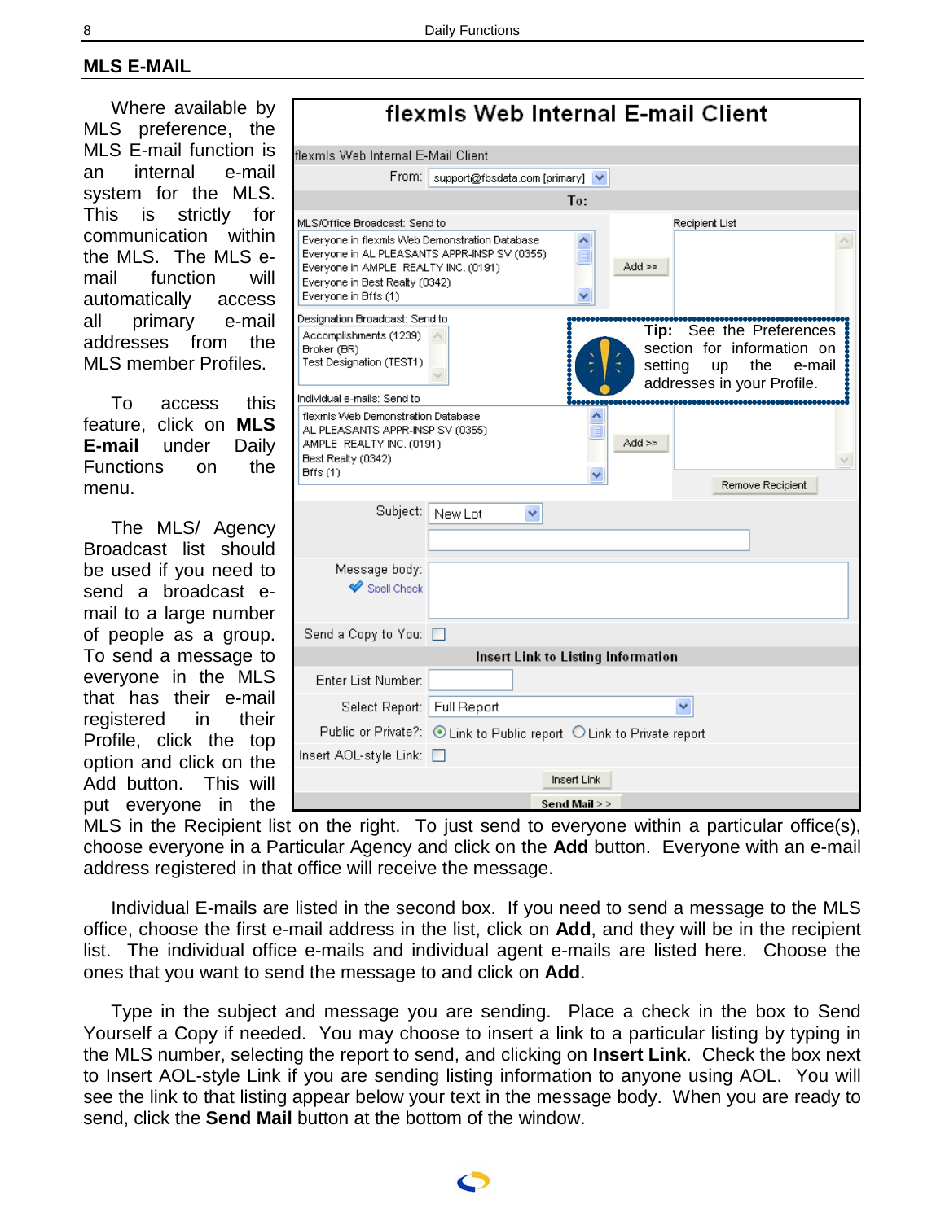## MLS E-MAIL

Where available by MLS preference, the MLS E-mail function is an internal e-mail system for the MLS. This is strictly for communication within the MLS. The MLS e-mail function will automatically access all primary e-mail addresses from the MLS member Profiles.

To access this feature, click on **MLS E-mail** under Daily Functions on the menu.

The MLS/ Agency Broadcast list should be used if you need to send a broadcast e-mail to a large number of people as a group. To send a message to everyone in the MLS that has their e-mail registered in their Profile, click the top option and click on the Add button. This will put everyone in the MLS in the Recipient list on the right. To just send to everyone within a particular office(s), choose everyone in a Particular Agency and click on the **Add** button. Everyone with an e-mail address registered in that office will receive the message.

**Tip:** See the Preferences section for information on setting up the e-mail addresses in your Profile.

Individual E-mails are listed in the second box. If you need to send a message to the MLS office, choose the first e-mail address in the list, click on **Add**, and they will be in the recipient list. The individual office e-mails and individual agent e-mails are listed here. Choose the ones that you want to send the message to and click on **Add**.

Type in the subject and message you are sending. Place a check in the box to Send Yourself a Copy if needed. You may choose to insert a link to a particular listing by typing in the MLS number, selecting the report to send, and clicking on **Insert Link**. Check the box next to Insert AOL-style Link if you are sending listing information to anyone using AOL. You will see the link to that listing appear below your text in the message body. When you are ready to send, click the **Send Mail** button at the bottom of the window.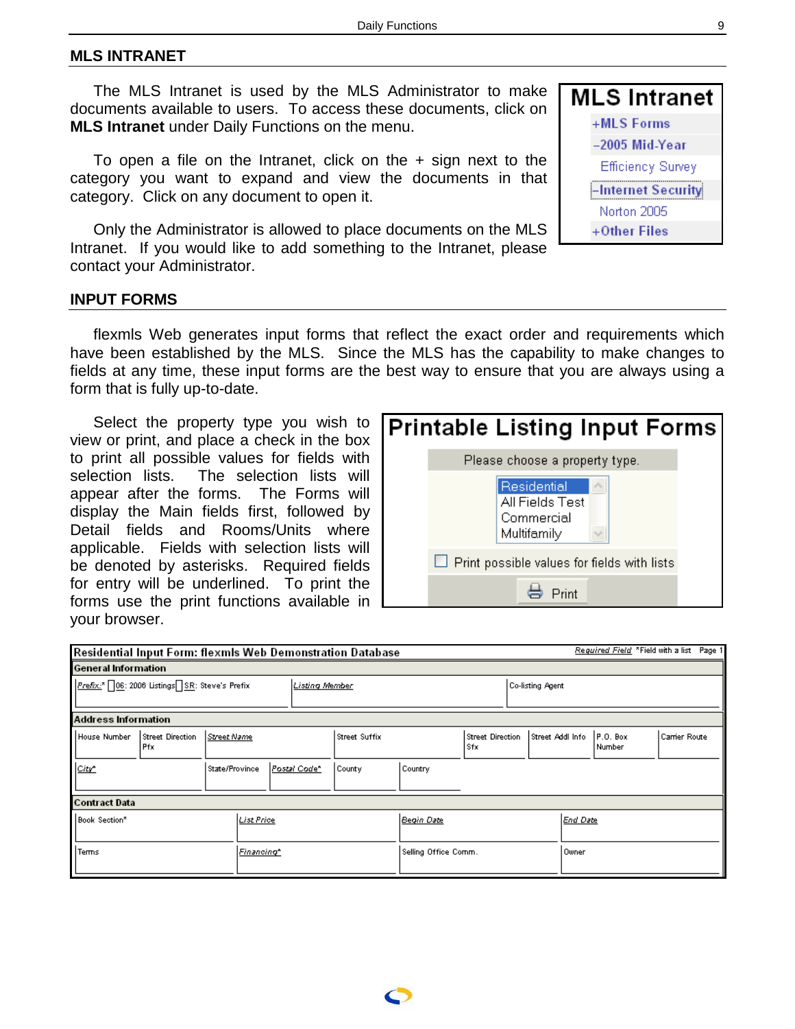## MLS INTRANET

The MLS Intranet is used by the MLS Administrator to make documents available to users. To access these documents, click on **MLS Intranet** under Daily Functions on the menu.

To open a file on the Intranet, click on the + sign next to the category you want to expand and view the documents in that category. Click on any document to open it.

Only the Administrator is allowed to place documents on the MLS Intranet. If you would like to add something to the Intranet, please contact your Administrator.

**MLS Intranet**

- +MLS Forms
- –2005 Mid-Year
  - Efficiency Survey
- –Internet Security
  - Norton 2005
- +Other Files

## INPUT FORMS

flexmls Web generates input forms that reflect the exact order and requirements which have been established by the MLS. Since the MLS has the capability to make changes to fields at any time, these input forms are the best way to ensure that you are always using a form that is fully up-to-date.

Select the property type you wish to view or print, and place a check in the box to print all possible values for fields with selection lists. The selection lists will appear after the forms. The Forms will display the Main fields first, followed by Detail fields and Rooms/Units where applicable. Fields with selection lists will be denoted by asterisks. Required fields for entry will be underlined. To print the forms use the print functions available in your browser.

**Printable Listing Input Forms**

Please choose a property type.

- Residential
- All Fields Test
- Commercial
- Multifamily

☐ Print possible values for fields with lists

Print

**Residential Input Form: flexmls Web Demonstration Database** — Required Field *Field with a list Page 1

**General Information**

| Prefix:* ☐06: 2006 Listings ☐SR: Steve's Prefix | Listing Member | Co-listing Agent |
|---|---|---|

**Address Information**

| House Number | Street Direction Pfx | Street Name | Street Suffix | Street Direction Sfx | Street Addl Info | P.O. Box Number | Carrier Route |
|---|---|---|---|---|---|---|---|
| City* | State/Province | Postal Code* | County | Country | | | |

**Contract Data**

| Book Section* | List Price | Begin Date | End Date |
|---|---|---|---|
| Terms | Financing* | Selling Office Comm. | Owner |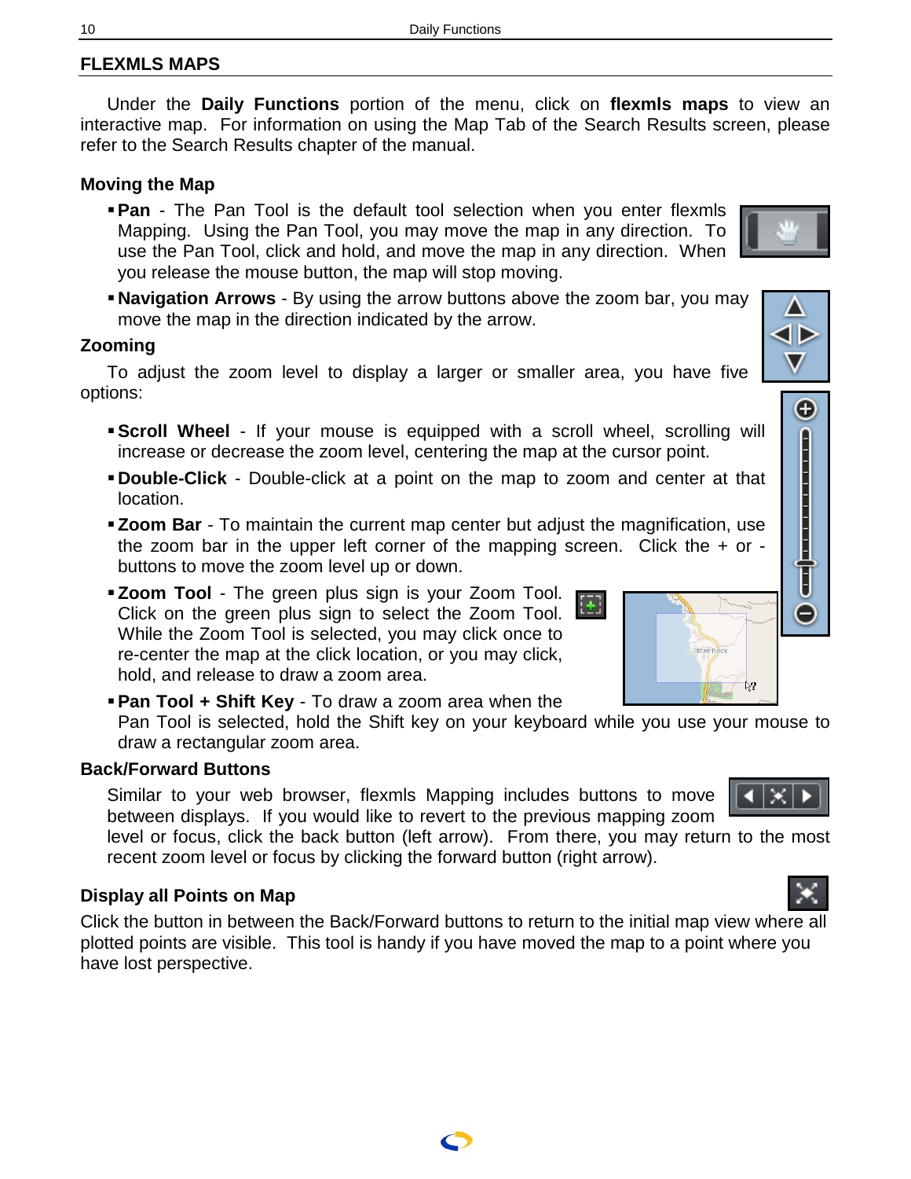## FLEXMLS MAPS

Under the **Daily Functions** portion of the menu, click on **flexmls maps** to view an interactive map. For information on using the Map Tab of the Search Results screen, please refer to the Search Results chapter of the manual.

### Moving the Map

- **Pan** - The Pan Tool is the default tool selection when you enter flexmls Mapping. Using the Pan Tool, you may move the map in any direction. To use the Pan Tool, click and hold, and move the map in any direction. When you release the mouse button, the map will stop moving.
- **Navigation Arrows** - By using the arrow buttons above the zoom bar, you may move the map in the direction indicated by the arrow.

### Zooming

To adjust the zoom level to display a larger or smaller area, you have five options:

- **Scroll Wheel** - If your mouse is equipped with a scroll wheel, scrolling will increase or decrease the zoom level, centering the map at the cursor point.
- **Double-Click** - Double-click at a point on the map to zoom and center at that location.
- **Zoom Bar** - To maintain the current map center but adjust the magnification, use the zoom bar in the upper left corner of the mapping screen. Click the + or - buttons to move the zoom level up or down.
- **Zoom Tool** - The green plus sign is your Zoom Tool. Click on the green plus sign to select the Zoom Tool. While the Zoom Tool is selected, you may click once to re-center the map at the click location, or you may click, hold, and release to draw a zoom area.
- **Pan Tool + Shift Key** - To draw a zoom area when the Pan Tool is selected, hold the Shift key on your keyboard while you use your mouse to draw a rectangular zoom area.

### Back/Forward Buttons

Similar to your web browser, flexmls Mapping includes buttons to move between displays. If you would like to revert to the previous mapping zoom level or focus, click the back button (left arrow). From there, you may return to the most recent zoom level or focus by clicking the forward button (right arrow).

### Display all Points on Map

Click the button in between the Back/Forward buttons to return to the initial map view where all plotted points are visible. This tool is handy if you have moved the map to a point where you have lost perspective.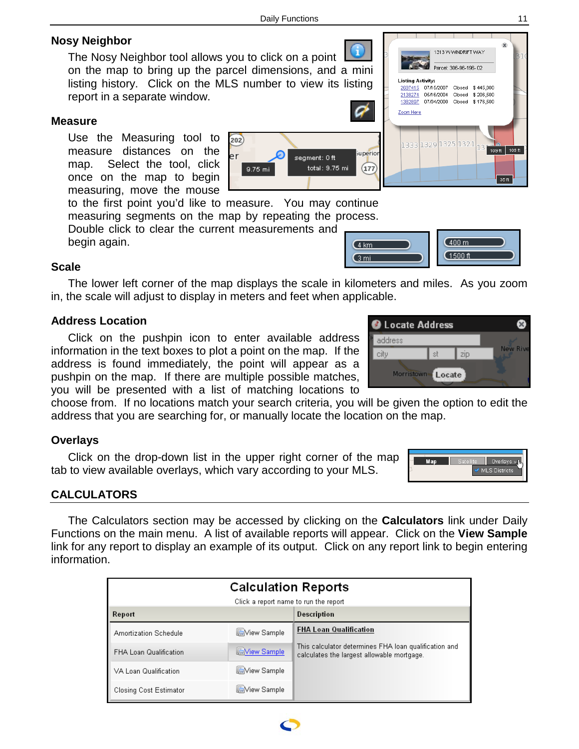### Nosy Neighbor

The Nosy Neighbor tool allows you to click on a point on the map to bring up the parcel dimensions, and a mini listing history. Click on the MLS number to view its listing report in a separate window.

### Measure

Use the Measuring tool to measure distances on the map. Select the tool, click once on the map to begin measuring, move the mouse to the first point you'd like to measure. You may continue measuring segments on the map by repeating the process. Double click to clear the current measurements and begin again.

### Scale

The lower left corner of the map displays the scale in kilometers and miles. As you zoom in, the scale will adjust to display in meters and feet when applicable.

### Address Location

Click on the pushpin icon to enter available address information in the text boxes to plot a point on the map. If the address is found immediately, the point will appear as a pushpin on the map. If there are multiple possible matches, you will be presented with a list of matching locations to choose from. If no locations match your search criteria, you will be given the option to edit the address that you are searching for, or manually locate the location on the map.

### Overlays

Click on the drop-down list in the upper right corner of the map tab to view available overlays, which vary according to your MLS.

## CALCULATORS

The Calculators section may be accessed by clicking on the **Calculators** link under Daily Functions on the main menu. A list of available reports will appear. Click on the **View Sample** link for any report to display an example of its output. Click on any report link to begin entering information.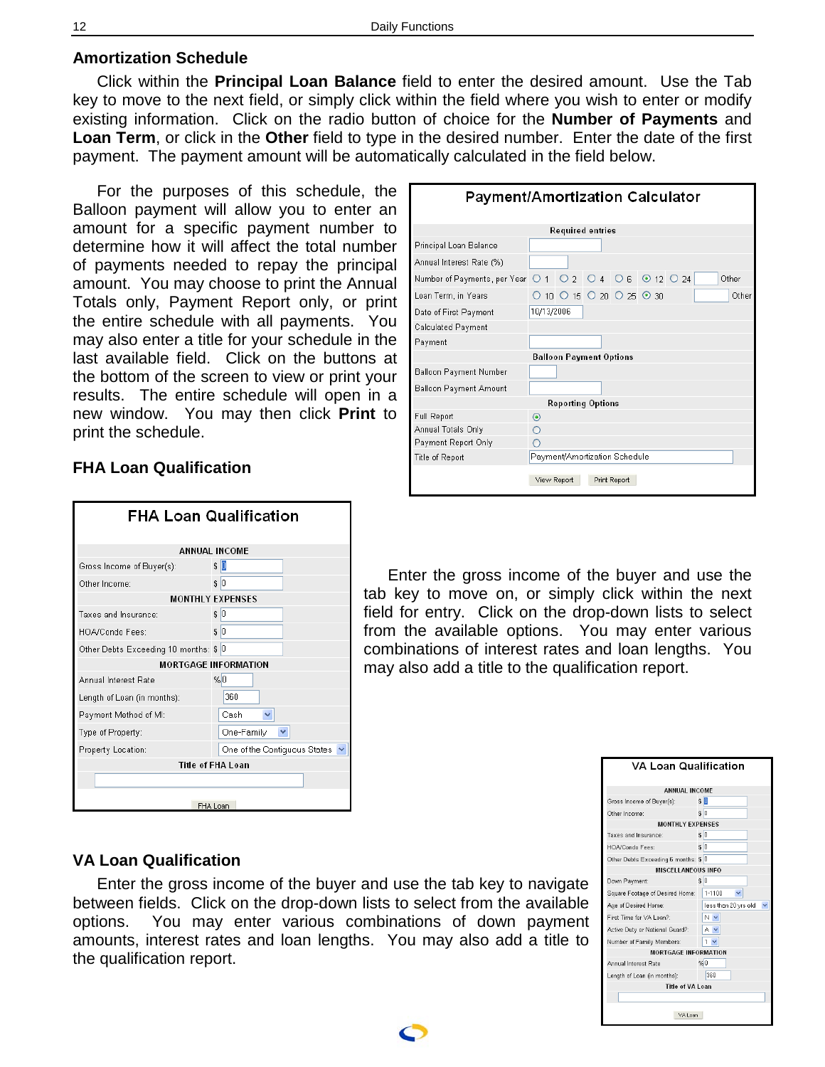## Amortization Schedule

Click within the **Principal Loan Balance** field to enter the desired amount. Use the Tab key to move to the next field, or simply click within the field where you wish to enter or modify existing information. Click on the radio button of choice for the **Number of Payments** and **Loan Term**, or click in the **Other** field to type in the desired number. Enter the date of the first payment. The payment amount will be automatically calculated in the field below.

For the purposes of this schedule, the Balloon payment will allow you to enter an amount for a specific payment number to determine how it will affect the total number of payments needed to repay the principal amount. You may choose to print the Annual Totals only, Payment Report only, or print the entire schedule with all payments. You may also enter a title for your schedule in the last available field. Click on the buttons at the bottom of the screen to view or print your results. The entire schedule will open in a new window. You may then click **Print** to print the schedule.

**Payment/Amortization Calculator**

| Required entries | |
|---|---|
| Principal Loan Balance | |
| Annual Interest Rate (%) | |
| Number of Payments, per Year | ○ 1 ○ 2 ○ 4 ○ 6 ⊙ 12 ○ 24 ___ Other |
| Loan Term, in Years | ○ 10 ○ 15 ○ 20 ○ 25 ⊙ 30 ___ Other |
| Date of First Payment | 10/13/2006 |
| Calculated Payment | |
| Payment | |
| **Balloon Payment Options** | |
| Balloon Payment Number | |
| Balloon Payment Amount | |
| **Reporting Options** | |
| Full Report | ⊙ |
| Annual Totals Only | ○ |
| Payment Report Only | ○ |
| Title of Report | Payment/Amortization Schedule |

View Report | Print Report

## FHA Loan Qualification

Enter the gross income of the buyer and use the tab key to move on, or simply click within the next field for entry. Click on the drop-down lists to select from the available options. You may enter various combinations of interest rates and loan lengths. You may also add a title to the qualification report.

**FHA Loan Qualification**

| ANNUAL INCOME | |
|---|---|
| Gross Income of Buyer(s): | $ 0 |
| Other Income: | $ 0 |
| **MONTHLY EXPENSES** | |
| Taxes and Insurance: | $ 0 |
| HOA/Condo Fees: | $ 0 |
| Other Debts Exceeding 10 months: | $ 0 |
| **MORTGAGE INFORMATION** | |
| Annual Interest Rate | % 0 |
| Length of Loan (in months): | 360 |
| Payment Method of MI: | Cash |
| Type of Property: | One-Family |
| Property Location: | One of the Contiguous States |
| **Title of FHA Loan** | |

FHA Loan

## VA Loan Qualification

Enter the gross income of the buyer and use the tab key to navigate between fields. Click on the drop-down lists to select from the available options. You may enter various combinations of down payment amounts, interest rates and loan lengths. You may also add a title to the qualification report.

**VA Loan Qualification**

| ANNUAL INCOME | |
|---|---|
| Gross Income of Buyer(s): | $ 0 |
| Other Income: | $ 0 |
| **MONTHLY EXPENSES** | |
| Taxes and Insurance: | $ 0 |
| HOA/Condo Fees: | $ 0 |
| Other Debts Exceeding 6 months: | $ 0 |
| **MISCELLANEOUS INFO** | |
| Down Payment: | $ 0 |
| Square Footage of Desired Home: | 1-1100 |
| Age of Desired Home: | less than 20 yrs old |
| First Time for VA Loan?: | N |
| Active Duty or National Guard?: | A |
| Number of Family Members: | 1 |
| **MORTGAGE INFORMATION** | |
| Annual Interest Rate | % 0 |
| Length of Loan (in months): | 360 |
| **Title of VA Loan** | |

VA Loan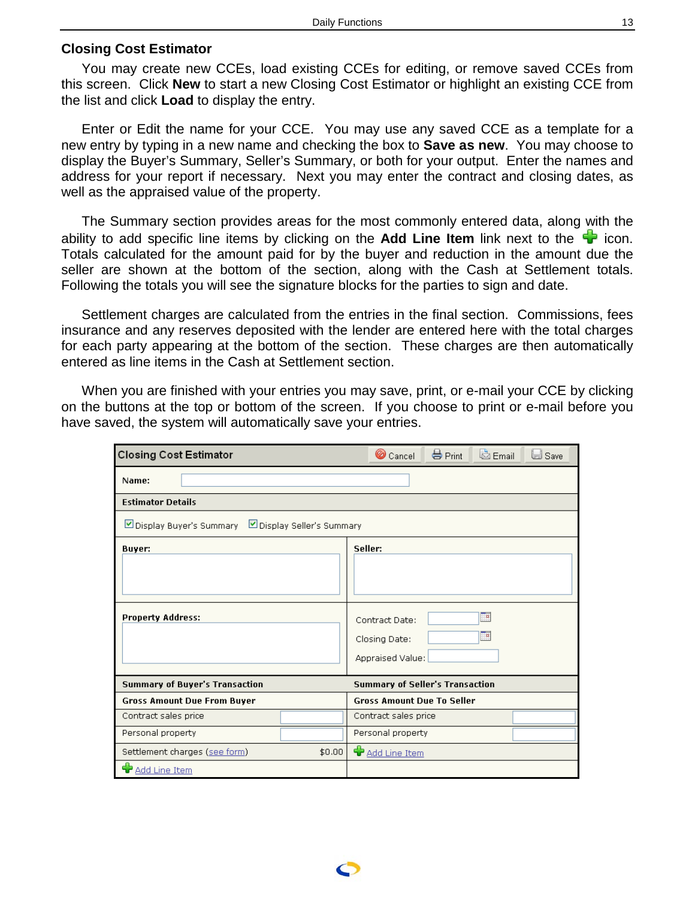## Closing Cost Estimator

You may create new CCEs, load existing CCEs for editing, or remove saved CCEs from this screen. Click **New** to start a new Closing Cost Estimator or highlight an existing CCE from the list and click **Load** to display the entry.

Enter or Edit the name for your CCE. You may use any saved CCE as a template for a new entry by typing in a new name and checking the box to **Save as new**. You may choose to display the Buyer's Summary, Seller's Summary, or both for your output. Enter the names and address for your report if necessary. Next you may enter the contract and closing dates, as well as the appraised value of the property.

The Summary section provides areas for the most commonly entered data, along with the ability to add specific line items by clicking on the **Add Line Item** link next to the icon. Totals calculated for the amount paid for by the buyer and reduction in the amount due the seller are shown at the bottom of the section, along with the Cash at Settlement totals. Following the totals you will see the signature blocks for the parties to sign and date.

Settlement charges are calculated from the entries in the final section. Commissions, fees insurance and any reserves deposited with the lender are entered here with the total charges for each party appearing at the bottom of the section. These charges are then automatically entered as line items in the Cash at Settlement section.

When you are finished with your entries you may save, print, or e-mail your CCE by clicking on the buttons at the top or bottom of the screen. If you choose to print or e-mail before you have saved, the system will automatically save your entries.

**Closing Cost Estimator** — Cancel | Print | Email | Save

**Name:**

**Estimator Details**

☑ Display Buyer's Summary ☑ Display Seller's Summary

| | |
|---|---|
| **Buyer:** | **Seller:** |
| **Property Address:** | Contract Date:<br>Closing Date:<br>Appraised Value: |
| **Summary of Buyer's Transaction** | **Summary of Seller's Transaction** |
| **Gross Amount Due From Buyer** | **Gross Amount Due To Seller** |
| Contract sales price | Contract sales price |
| Personal property | Personal property |
| Settlement charges (see form) $0.00 | Add Line Item |
| Add Line Item | |